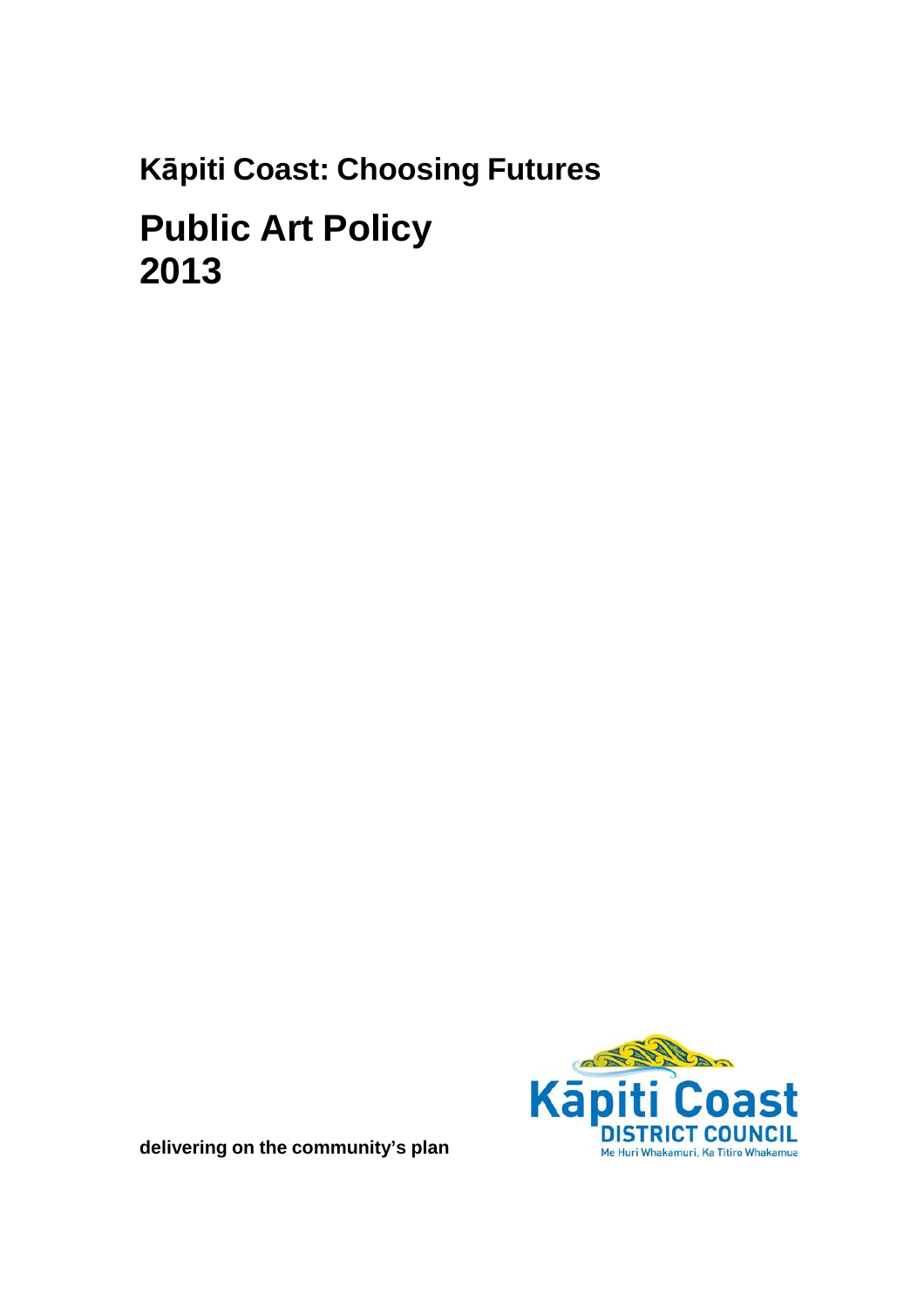## Kāpiti Coast: Choosing Futures

# Public Art Policy 2013

**delivering on the community's plan**

Kāpiti Coast DISTRICT COUNCIL
Me Huri Whakamuri, Ka Titiro Whakamua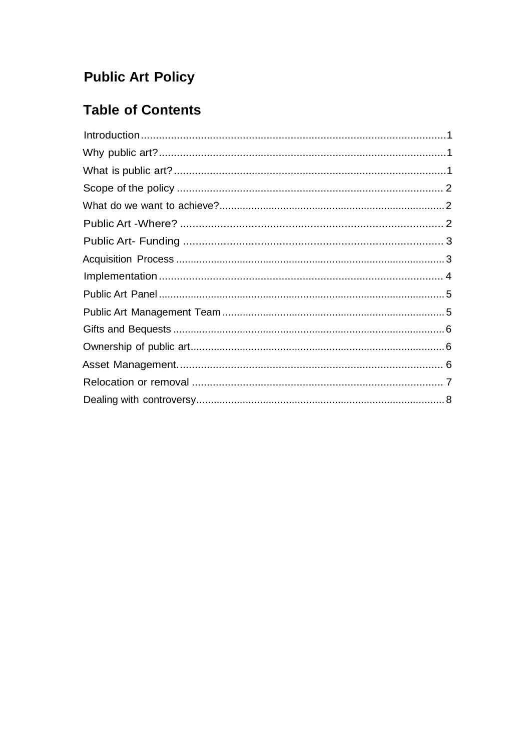# Public Art Policy

## Table of Contents

Introduction....................................................................................................1
Why public art?...............................................................................................1
What is public art?..........................................................................................1
Scope of the policy ........................................................................................ 2
What do we want to achieve?............................................................................2
Public Art -Where? ......................................................................................... 2
Public Art- Funding ........................................................................................ 3
Acquisition Process ...........................................................................................3
Implementation ............................................................................................... 4
Public Art Panel .................................................................................................5
Public Art Management Team ............................................................................5
Gifts and Bequests ............................................................................................6
Ownership of public art.......................................................................................6
Asset Management. ....................................................................................... 6
Relocation or removal .................................................................................... 7
Dealing with controversy....................................................................................8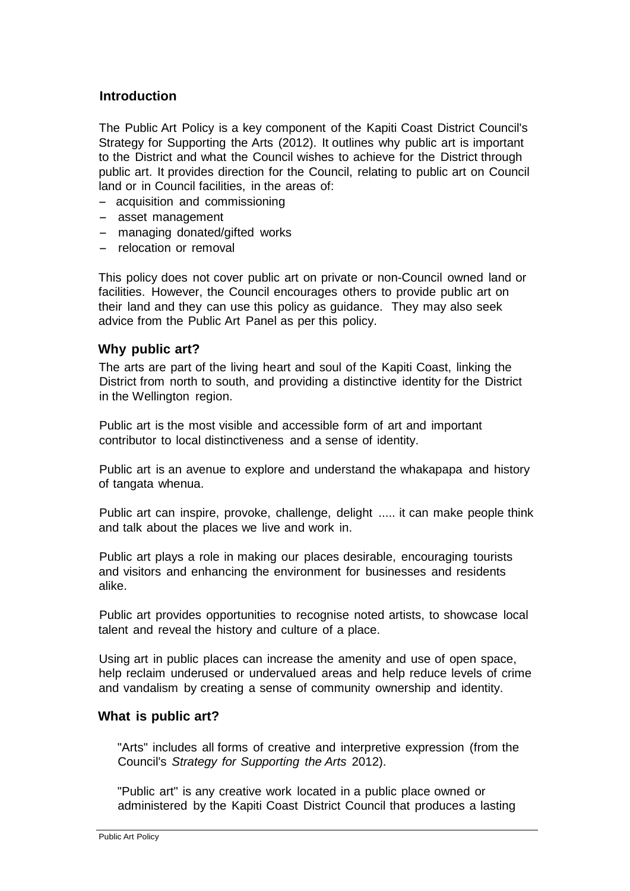## Introduction

The Public Art Policy is a key component of the Kapiti Coast District Council's Strategy for Supporting the Arts (2012). It outlines why public art is important to the District and what the Council wishes to achieve for the District through public art. It provides direction for the Council, relating to public art on Council land or in Council facilities, in the areas of:

- acquisition and commissioning
- asset management
- managing donated/gifted works
- relocation or removal

This policy does not cover public art on private or non-Council owned land or facilities. However, the Council encourages others to provide public art on their land and they can use this policy as guidance. They may also seek advice from the Public Art Panel as per this policy.

## Why public art?

The arts are part of the living heart and soul of the Kapiti Coast, linking the District from north to south, and providing a distinctive identity for the District in the Wellington region.

Public art is the most visible and accessible form of art and important contributor to local distinctiveness and a sense of identity.

Public art is an avenue to explore and understand the whakapapa and history of tangata whenua.

Public art can inspire, provoke, challenge, delight ..... it can make people think and talk about the places we live and work in.

Public art plays a role in making our places desirable, encouraging tourists and visitors and enhancing the environment for businesses and residents alike.

Public art provides opportunities to recognise noted artists, to showcase local talent and reveal the history and culture of a place.

Using art in public places can increase the amenity and use of open space, help reclaim underused or undervalued areas and help reduce levels of crime and vandalism by creating a sense of community ownership and identity.

## What is public art?

"Arts" includes all forms of creative and interpretive expression (from the Council's *Strategy for Supporting the Arts* 2012).

"Public art" is any creative work located in a public place owned or administered by the Kapiti Coast District Council that produces a lasting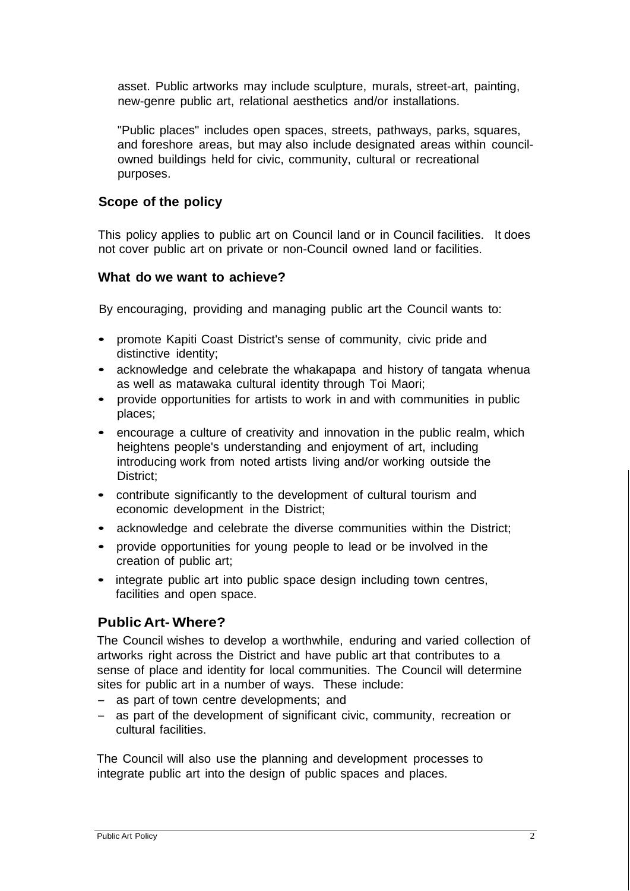asset. Public artworks may include sculpture, murals, street-art, painting, new-genre public art, relational aesthetics and/or installations.

"Public places" includes open spaces, streets, pathways, parks, squares, and foreshore areas, but may also include designated areas within council-owned buildings held for civic, community, cultural or recreational purposes.

## Scope of the policy

This policy applies to public art on Council land or in Council facilities. It does not cover public art on private or non-Council owned land or facilities.

## What do we want to achieve?

By encouraging, providing and managing public art the Council wants to:

- promote Kapiti Coast District's sense of community, civic pride and distinctive identity;
- acknowledge and celebrate the whakapapa and history of tangata whenua as well as matawaka cultural identity through Toi Maori;
- provide opportunities for artists to work in and with communities in public places;
- encourage a culture of creativity and innovation in the public realm, which heightens people's understanding and enjoyment of art, including introducing work from noted artists living and/or working outside the District;
- contribute significantly to the development of cultural tourism and economic development in the District;
- acknowledge and celebrate the diverse communities within the District;
- provide opportunities for young people to lead or be involved in the creation of public art;
- integrate public art into public space design including town centres, facilities and open space.

## Public Art- Where?

The Council wishes to develop a worthwhile, enduring and varied collection of artworks right across the District and have public art that contributes to a sense of place and identity for local communities. The Council will determine sites for public art in a number of ways. These include:

- as part of town centre developments; and
- as part of the development of significant civic, community, recreation or cultural facilities.

The Council will also use the planning and development processes to integrate public art into the design of public spaces and places.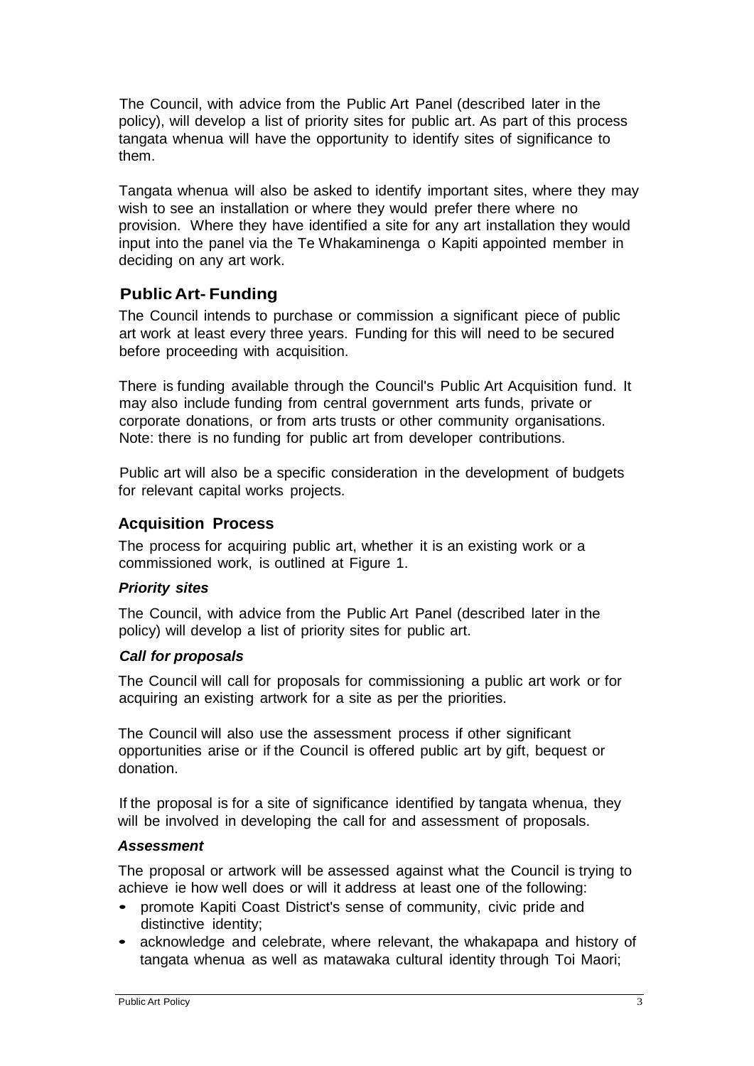The Council, with advice from the Public Art Panel (described later in the policy), will develop a list of priority sites for public art. As part of this process tangata whenua will have the opportunity to identify sites of significance to them.

Tangata whenua will also be asked to identify important sites, where they may wish to see an installation or where they would prefer there where no provision. Where they have identified a site for any art installation they would input into the panel via the Te Whakaminenga o Kapiti appointed member in deciding on any art work.

## Public Art- Funding

The Council intends to purchase or commission a significant piece of public art work at least every three years. Funding for this will need to be secured before proceeding with acquisition.

There is funding available through the Council's Public Art Acquisition fund. It may also include funding from central government arts funds, private or corporate donations, or from arts trusts or other community organisations. Note: there is no funding for public art from developer contributions.

Public art will also be a specific consideration in the development of budgets for relevant capital works projects.

## Acquisition Process

The process for acquiring public art, whether it is an existing work or a commissioned work, is outlined at Figure 1.

### *Priority sites*

The Council, with advice from the Public Art Panel (described later in the policy) will develop a list of priority sites for public art.

### *Call for proposals*

The Council will call for proposals for commissioning a public art work or for acquiring an existing artwork for a site as per the priorities.

The Council will also use the assessment process if other significant opportunities arise or if the Council is offered public art by gift, bequest or donation.

If the proposal is for a site of significance identified by tangata whenua, they will be involved in developing the call for and assessment of proposals.

### *Assessment*

The proposal or artwork will be assessed against what the Council is trying to achieve ie how well does or will it address at least one of the following:

- promote Kapiti Coast District's sense of community, civic pride and distinctive identity;
- acknowledge and celebrate, where relevant, the whakapapa and history of tangata whenua as well as matawaka cultural identity through Toi Maori;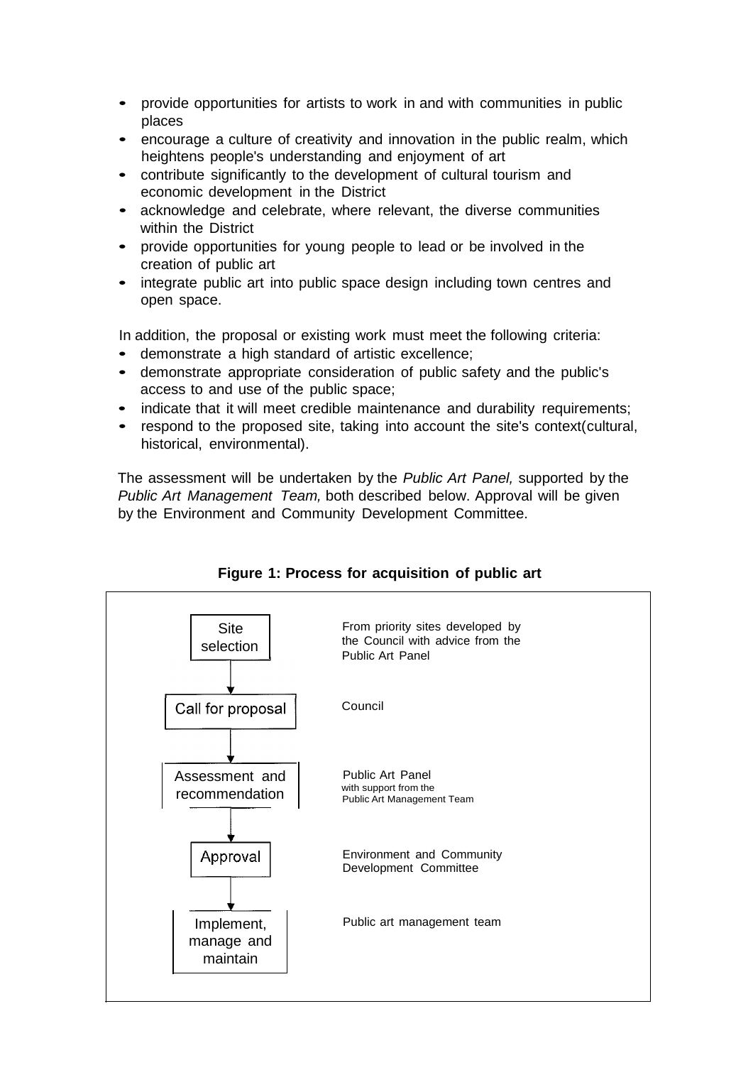- provide opportunities for artists to work in and with communities in public places
- encourage a culture of creativity and innovation in the public realm, which heightens people's understanding and enjoyment of art
- contribute significantly to the development of cultural tourism and economic development in the District
- acknowledge and celebrate, where relevant, the diverse communities within the District
- provide opportunities for young people to lead or be involved in the creation of public art
- integrate public art into public space design including town centres and open space.

In addition, the proposal or existing work must meet the following criteria:

- demonstrate a high standard of artistic excellence;
- demonstrate appropriate consideration of public safety and the public's access to and use of the public space;
- indicate that it will meet credible maintenance and durability requirements;
- respond to the proposed site, taking into account the site's context(cultural, historical, environmental).

The assessment will be undertaken by the *Public Art Panel,* supported by the *Public Art Management Team,* both described below. Approval will be given by the Environment and Community Development Committee.

**Figure 1: Process for acquisition of public art**

| Stage | Responsibility |
|---|---|
| Site selection | From priority sites developed by the Council with advice from the Public Art Panel |
| ↓ Call for proposal | Council |
| ↓ Assessment and recommendation | Public Art Panel with support from the Public Art Management Team |
| ↓ Approval | Environment and Community Development Committee |
| ↓ Implement, manage and maintain | Public art management team |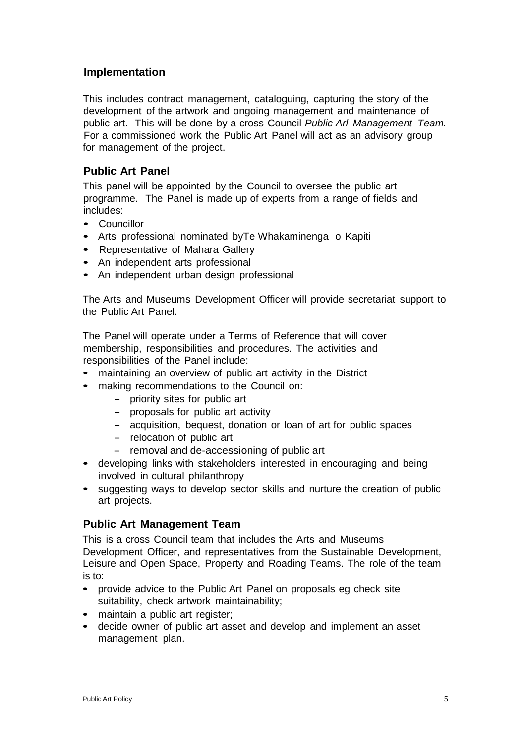## Implementation

This includes contract management, cataloguing, capturing the story of the development of the artwork and ongoing management and maintenance of public art. This will be done by a cross Council *Public Arl Management Team.* For a commissioned work the Public Art Panel will act as an advisory group for management of the project.

## Public Art Panel

This panel will be appointed by the Council to oversee the public art programme. The Panel is made up of experts from a range of fields and includes:

- Councillor
- Arts professional nominated byTe Whakaminenga o Kapiti
- Representative of Mahara Gallery
- An independent arts professional
- An independent urban design professional

The Arts and Museums Development Officer will provide secretariat support to the Public Art Panel.

The Panel will operate under a Terms of Reference that will cover membership, responsibilities and procedures. The activities and responsibilities of the Panel include:

- maintaining an overview of public art activity in the District
- making recommendations to the Council on:
  - priority sites for public art
  - proposals for public art activity
  - acquisition, bequest, donation or loan of art for public spaces
  - relocation of public art
  - removal and de-accessioning of public art
- developing links with stakeholders interested in encouraging and being involved in cultural philanthropy
- suggesting ways to develop sector skills and nurture the creation of public art projects.

## Public Art Management Team

This is a cross Council team that includes the Arts and Museums Development Officer, and representatives from the Sustainable Development, Leisure and Open Space, Property and Roading Teams. The role of the team is to:

- provide advice to the Public Art Panel on proposals eg check site suitability, check artwork maintainability;
- maintain a public art register;
- decide owner of public art asset and develop and implement an asset management plan.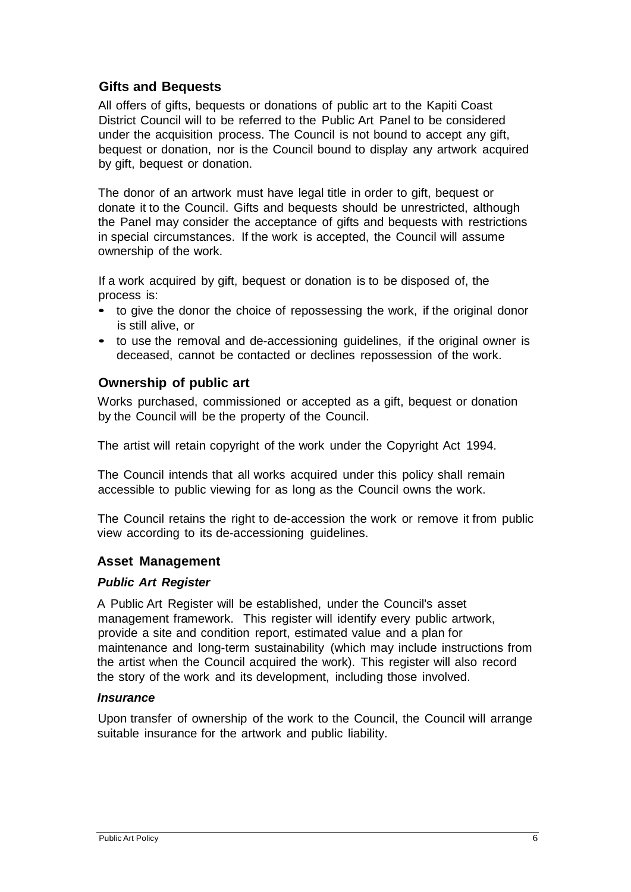## Gifts and Bequests

All offers of gifts, bequests or donations of public art to the Kapiti Coast District Council will to be referred to the Public Art Panel to be considered under the acquisition process. The Council is not bound to accept any gift, bequest or donation, nor is the Council bound to display any artwork acquired by gift, bequest or donation.

The donor of an artwork must have legal title in order to gift, bequest or donate it to the Council. Gifts and bequests should be unrestricted, although the Panel may consider the acceptance of gifts and bequests with restrictions in special circumstances. If the work is accepted, the Council will assume ownership of the work.

If a work acquired by gift, bequest or donation is to be disposed of, the process is:

- to give the donor the choice of repossessing the work, if the original donor is still alive, or
- to use the removal and de-accessioning guidelines, if the original owner is deceased, cannot be contacted or declines repossession of the work.

## Ownership of public art

Works purchased, commissioned or accepted as a gift, bequest or donation by the Council will be the property of the Council.

The artist will retain copyright of the work under the Copyright Act 1994.

The Council intends that all works acquired under this policy shall remain accessible to public viewing for as long as the Council owns the work.

The Council retains the right to de-accession the work or remove it from public view according to its de-accessioning guidelines.

## Asset Management

### *Public Art Register*

A Public Art Register will be established, under the Council's asset management framework. This register will identify every public artwork, provide a site and condition report, estimated value and a plan for maintenance and long-term sustainability (which may include instructions from the artist when the Council acquired the work). This register will also record the story of the work and its development, including those involved.

### *Insurance*

Upon transfer of ownership of the work to the Council, the Council will arrange suitable insurance for the artwork and public liability.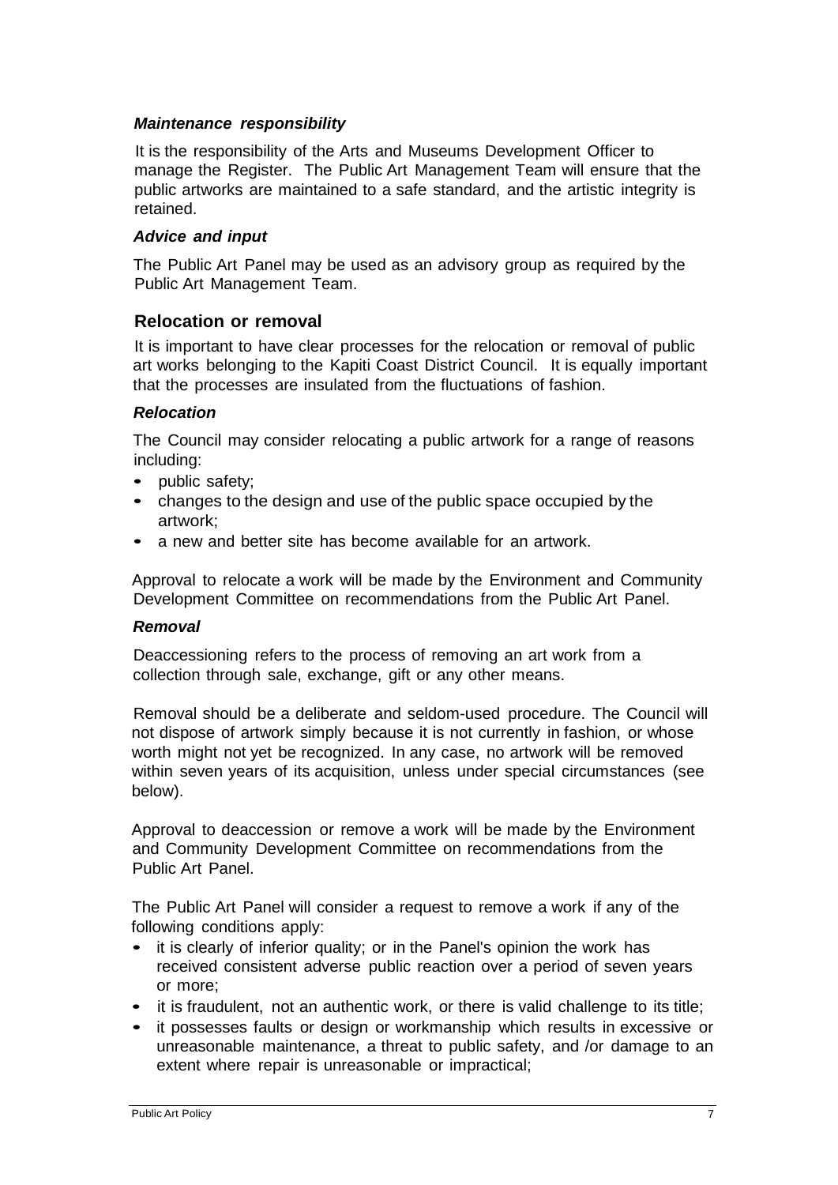#### *Maintenance responsibility*

It is the responsibility of the Arts and Museums Development Officer to manage the Register. The Public Art Management Team will ensure that the public artworks are maintained to a safe standard, and the artistic integrity is retained.

#### *Advice and input*

The Public Art Panel may be used as an advisory group as required by the Public Art Management Team.

### Relocation or removal

It is important to have clear processes for the relocation or removal of public art works belonging to the Kapiti Coast District Council. It is equally important that the processes are insulated from the fluctuations of fashion.

#### *Relocation*

The Council may consider relocating a public artwork for a range of reasons including:

- public safety;
- changes to the design and use of the public space occupied by the artwork;
- a new and better site has become available for an artwork.

Approval to relocate a work will be made by the Environment and Community Development Committee on recommendations from the Public Art Panel.

#### *Removal*

Deaccessioning refers to the process of removing an art work from a collection through sale, exchange, gift or any other means.

Removal should be a deliberate and seldom-used procedure. The Council will not dispose of artwork simply because it is not currently in fashion, or whose worth might not yet be recognized. In any case, no artwork will be removed within seven years of its acquisition, unless under special circumstances (see below).

Approval to deaccession or remove a work will be made by the Environment and Community Development Committee on recommendations from the Public Art Panel.

The Public Art Panel will consider a request to remove a work if any of the following conditions apply:

- it is clearly of inferior quality; or in the Panel's opinion the work has received consistent adverse public reaction over a period of seven years or more;
- it is fraudulent, not an authentic work, or there is valid challenge to its title;
- it possesses faults or design or workmanship which results in excessive or unreasonable maintenance, a threat to public safety, and /or damage to an extent where repair is unreasonable or impractical;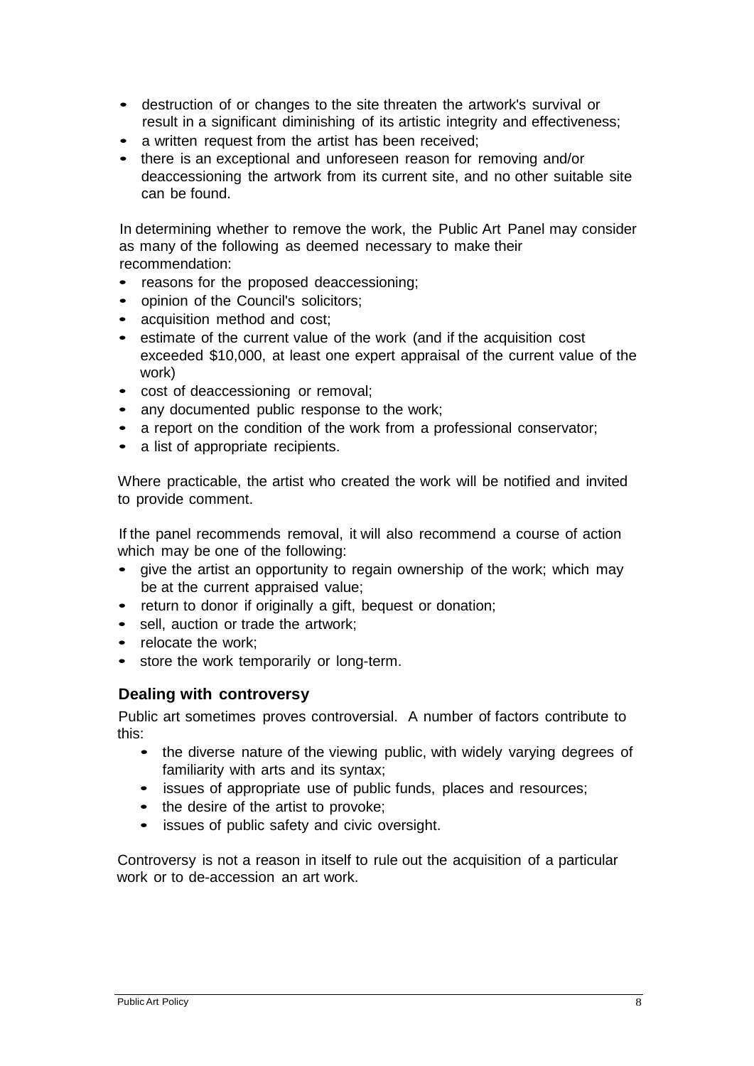- destruction of or changes to the site threaten the artwork's survival or result in a significant diminishing of its artistic integrity and effectiveness;
- a written request from the artist has been received;
- there is an exceptional and unforeseen reason for removing and/or deaccessioning the artwork from its current site, and no other suitable site can be found.

In determining whether to remove the work, the Public Art Panel may consider as many of the following as deemed necessary to make their recommendation:

- reasons for the proposed deaccessioning;
- opinion of the Council's solicitors;
- acquisition method and cost;
- estimate of the current value of the work (and if the acquisition cost exceeded $10,000, at least one expert appraisal of the current value of the work)
- cost of deaccessioning or removal;
- any documented public response to the work;
- a report on the condition of the work from a professional conservator;
- a list of appropriate recipients.

Where practicable, the artist who created the work will be notified and invited to provide comment.

If the panel recommends removal, it will also recommend a course of action which may be one of the following:

- give the artist an opportunity to regain ownership of the work; which may be at the current appraised value;
- return to donor if originally a gift, bequest or donation;
- sell, auction or trade the artwork;
- relocate the work;
- store the work temporarily or long-term.

### Dealing with controversy

Public art sometimes proves controversial. A number of factors contribute to this:

- the diverse nature of the viewing public, with widely varying degrees of familiarity with arts and its syntax;
- issues of appropriate use of public funds, places and resources;
- the desire of the artist to provoke;
- issues of public safety and civic oversight.

Controversy is not a reason in itself to rule out the acquisition of a particular work or to de-accession an art work.